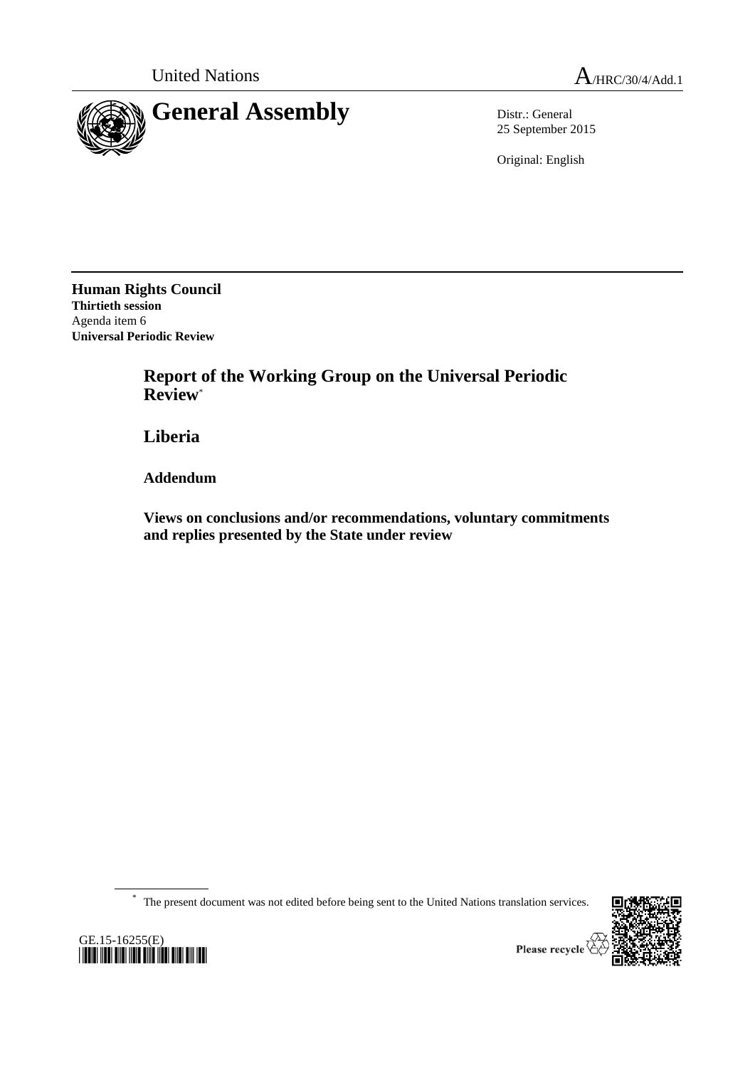United Nations A/HRC/30/4/Add.1

# General Assembly

Distr.: General
25 September 2015

Original: English

**Human Rights Council**
**Thirtieth session**
Agenda item 6
**Universal Periodic Review**

## Report of the Working Group on the Universal Periodic Review*

## Liberia

### Addendum

### Views on conclusions and/or recommendations, voluntary commitments and replies presented by the State under review

\* The present document was not edited before being sent to the United Nations translation services.

GE.15-16255(E)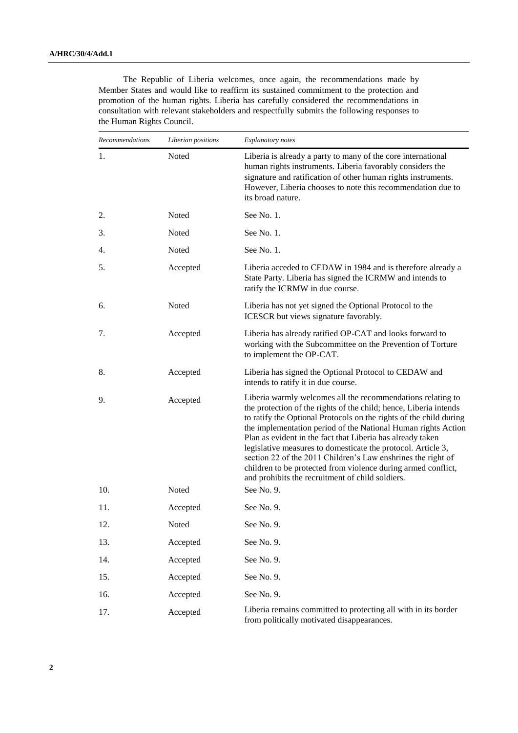The Republic of Liberia welcomes, once again, the recommendations made by Member States and would like to reaffirm its sustained commitment to the protection and promotion of the human rights. Liberia has carefully considered the recommendations in consultation with relevant stakeholders and respectfully submits the following responses to the Human Rights Council.

| *Recommendations* | *Liberian positions* | *Explanatory notes* |
|---|---|---|
| 1. | Noted | Liberia is already a party to many of the core international human rights instruments. Liberia favorably considers the signature and ratification of other human rights instruments. However, Liberia chooses to note this recommendation due to its broad nature. |
| 2. | Noted | See No. 1. |
| 3. | Noted | See No. 1. |
| 4. | Noted | See No. 1. |
| 5. | Accepted | Liberia acceded to CEDAW in 1984 and is therefore already a State Party. Liberia has signed the ICRMW and intends to ratify the ICRMW in due course. |
| 6. | Noted | Liberia has not yet signed the Optional Protocol to the ICESCR but views signature favorably. |
| 7. | Accepted | Liberia has already ratified OP-CAT and looks forward to working with the Subcommittee on the Prevention of Torture to implement the OP-CAT. |
| 8. | Accepted | Liberia has signed the Optional Protocol to CEDAW and intends to ratify it in due course. |
| 9. | Accepted | Liberia warmly welcomes all the recommendations relating to the protection of the rights of the child; hence, Liberia intends to ratify the Optional Protocols on the rights of the child during the implementation period of the National Human rights Action Plan as evident in the fact that Liberia has already taken legislative measures to domesticate the protocol. Article 3, section 22 of the 2011 Children's Law enshrines the right of children to be protected from violence during armed conflict, and prohibits the recruitment of child soldiers. |
| 10. | Noted | See No. 9. |
| 11. | Accepted | See No. 9. |
| 12. | Noted | See No. 9. |
| 13. | Accepted | See No. 9. |
| 14. | Accepted | See No. 9. |
| 15. | Accepted | See No. 9. |
| 16. | Accepted | See No. 9. |
| 17. | Accepted | Liberia remains committed to protecting all with in its border from politically motivated disappearances. |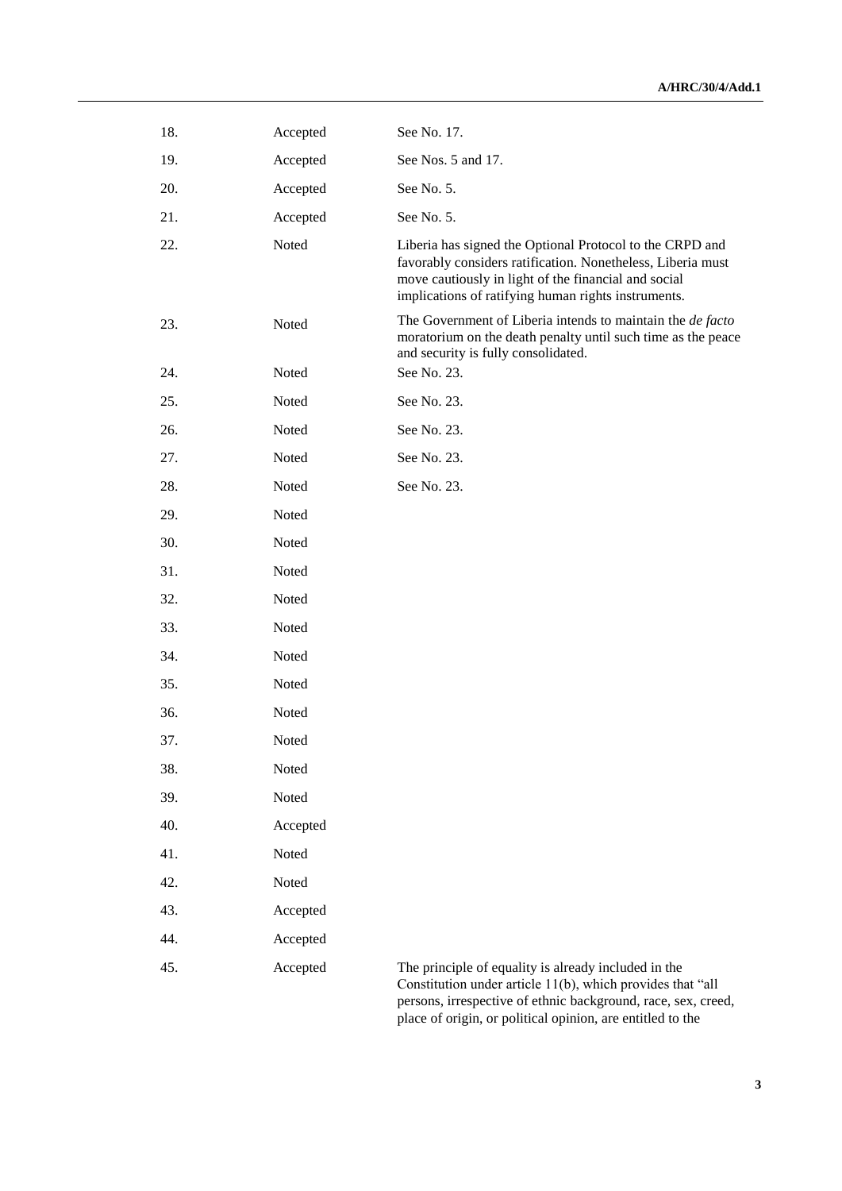| | | |
|---|---|---|
| 18. | Accepted | See No. 17. |
| 19. | Accepted | See Nos. 5 and 17. |
| 20. | Accepted | See No. 5. |
| 21. | Accepted | See No. 5. |
| 22. | Noted | Liberia has signed the Optional Protocol to the CRPD and favorably considers ratification. Nonetheless, Liberia must move cautiously in light of the financial and social implications of ratifying human rights instruments. |
| 23. | Noted | The Government of Liberia intends to maintain the *de facto* moratorium on the death penalty until such time as the peace and security is fully consolidated. |
| 24. | Noted | See No. 23. |
| 25. | Noted | See No. 23. |
| 26. | Noted | See No. 23. |
| 27. | Noted | See No. 23. |
| 28. | Noted | See No. 23. |
| 29. | Noted | |
| 30. | Noted | |
| 31. | Noted | |
| 32. | Noted | |
| 33. | Noted | |
| 34. | Noted | |
| 35. | Noted | |
| 36. | Noted | |
| 37. | Noted | |
| 38. | Noted | |
| 39. | Noted | |
| 40. | Accepted | |
| 41. | Noted | |
| 42. | Noted | |
| 43. | Accepted | |
| 44. | Accepted | |
| 45. | Accepted | The principle of equality is already included in the Constitution under article 11(b), which provides that "all persons, irrespective of ethnic background, race, sex, creed, place of origin, or political opinion, are entitled to the |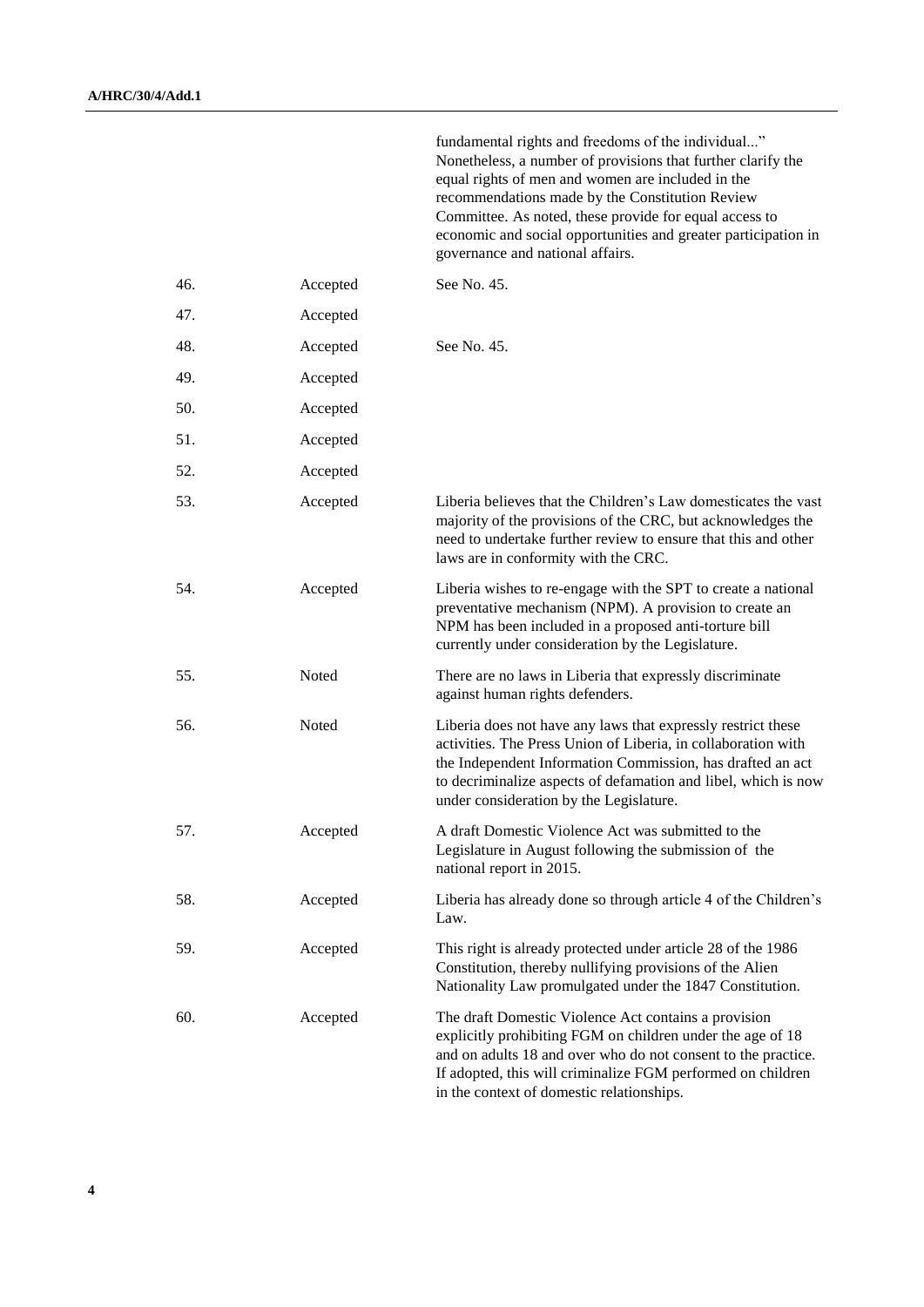| | | |
|---|---|---|
| | | fundamental rights and freedoms of the individual..." Nonetheless, a number of provisions that further clarify the equal rights of men and women are included in the recommendations made by the Constitution Review Committee. As noted, these provide for equal access to economic and social opportunities and greater participation in governance and national affairs. |
| 46. | Accepted | See No. 45. |
| 47. | Accepted | |
| 48. | Accepted | See No. 45. |
| 49. | Accepted | |
| 50. | Accepted | |
| 51. | Accepted | |
| 52. | Accepted | |
| 53. | Accepted | Liberia believes that the Children's Law domesticates the vast majority of the provisions of the CRC, but acknowledges the need to undertake further review to ensure that this and other laws are in conformity with the CRC. |
| 54. | Accepted | Liberia wishes to re-engage with the SPT to create a national preventative mechanism (NPM). A provision to create an NPM has been included in a proposed anti-torture bill currently under consideration by the Legislature. |
| 55. | Noted | There are no laws in Liberia that expressly discriminate against human rights defenders. |
| 56. | Noted | Liberia does not have any laws that expressly restrict these activities. The Press Union of Liberia, in collaboration with the Independent Information Commission, has drafted an act to decriminalize aspects of defamation and libel, which is now under consideration by the Legislature. |
| 57. | Accepted | A draft Domestic Violence Act was submitted to the Legislature in August following the submission of the national report in 2015. |
| 58. | Accepted | Liberia has already done so through article 4 of the Children's Law. |
| 59. | Accepted | This right is already protected under article 28 of the 1986 Constitution, thereby nullifying provisions of the Alien Nationality Law promulgated under the 1847 Constitution. |
| 60. | Accepted | The draft Domestic Violence Act contains a provision explicitly prohibiting FGM on children under the age of 18 and on adults 18 and over who do not consent to the practice. If adopted, this will criminalize FGM performed on children in the context of domestic relationships. |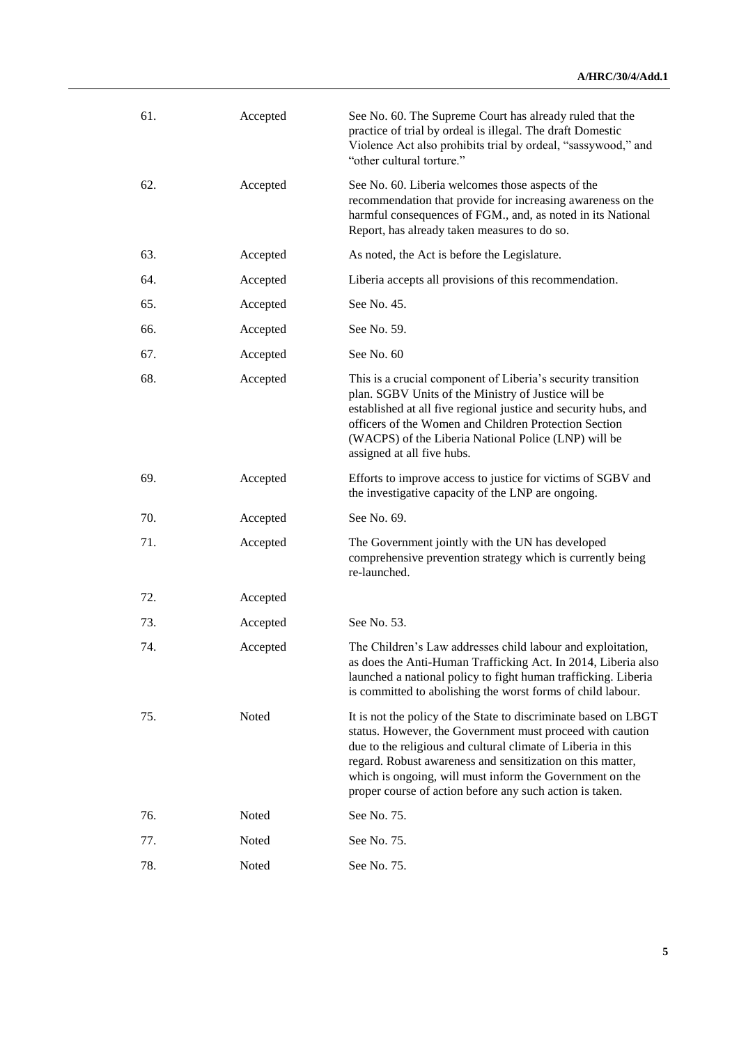| | | |
|---|---|---|
| 61. | Accepted | See No. 60. The Supreme Court has already ruled that the practice of trial by ordeal is illegal. The draft Domestic Violence Act also prohibits trial by ordeal, "sassywood," and "other cultural torture." |
| 62. | Accepted | See No. 60. Liberia welcomes those aspects of the recommendation that provide for increasing awareness on the harmful consequences of FGM., and, as noted in its National Report, has already taken measures to do so. |
| 63. | Accepted | As noted, the Act is before the Legislature. |
| 64. | Accepted | Liberia accepts all provisions of this recommendation. |
| 65. | Accepted | See No. 45. |
| 66. | Accepted | See No. 59. |
| 67. | Accepted | See No. 60 |
| 68. | Accepted | This is a crucial component of Liberia's security transition plan. SGBV Units of the Ministry of Justice will be established at all five regional justice and security hubs, and officers of the Women and Children Protection Section (WACPS) of the Liberia National Police (LNP) will be assigned at all five hubs. |
| 69. | Accepted | Efforts to improve access to justice for victims of SGBV and the investigative capacity of the LNP are ongoing. |
| 70. | Accepted | See No. 69. |
| 71. | Accepted | The Government jointly with the UN has developed comprehensive prevention strategy which is currently being re-launched. |
| 72. | Accepted | |
| 73. | Accepted | See No. 53. |
| 74. | Accepted | The Children's Law addresses child labour and exploitation, as does the Anti-Human Trafficking Act. In 2014, Liberia also launched a national policy to fight human trafficking. Liberia is committed to abolishing the worst forms of child labour. |
| 75. | Noted | It is not the policy of the State to discriminate based on LBGT status. However, the Government must proceed with caution due to the religious and cultural climate of Liberia in this regard. Robust awareness and sensitization on this matter, which is ongoing, will must inform the Government on the proper course of action before any such action is taken. |
| 76. | Noted | See No. 75. |
| 77. | Noted | See No. 75. |
| 78. | Noted | See No. 75. |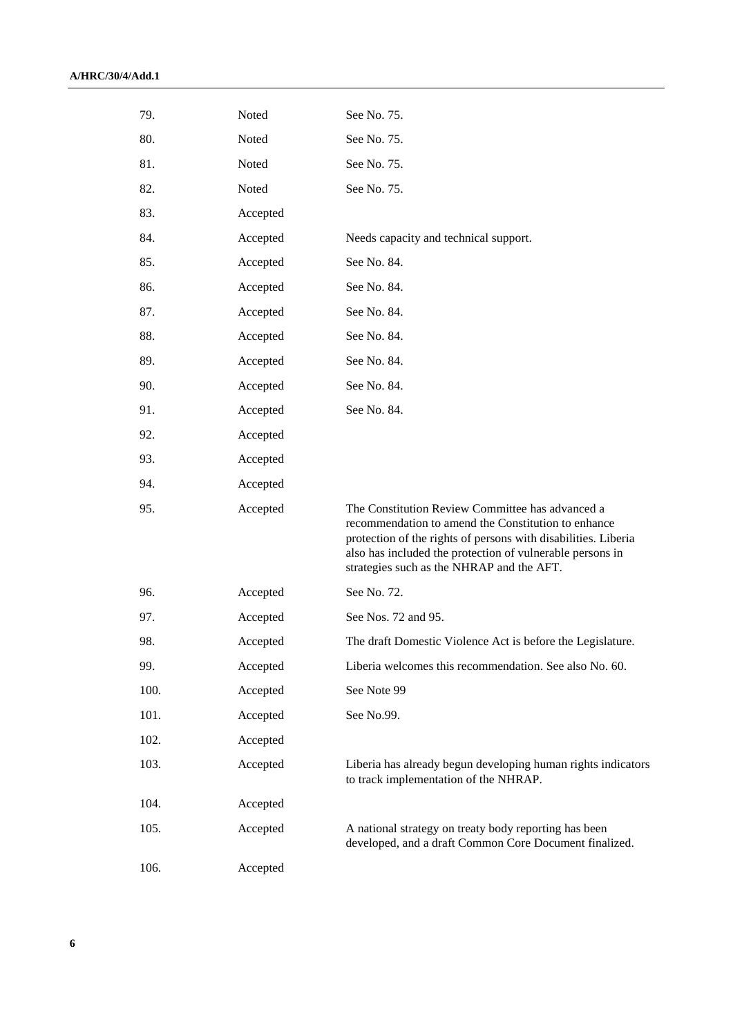| | | |
|---|---|---|
| 79. | Noted | See No. 75. |
| 80. | Noted | See No. 75. |
| 81. | Noted | See No. 75. |
| 82. | Noted | See No. 75. |
| 83. | Accepted | |
| 84. | Accepted | Needs capacity and technical support. |
| 85. | Accepted | See No. 84. |
| 86. | Accepted | See No. 84. |
| 87. | Accepted | See No. 84. |
| 88. | Accepted | See No. 84. |
| 89. | Accepted | See No. 84. |
| 90. | Accepted | See No. 84. |
| 91. | Accepted | See No. 84. |
| 92. | Accepted | |
| 93. | Accepted | |
| 94. | Accepted | |
| 95. | Accepted | The Constitution Review Committee has advanced a recommendation to amend the Constitution to enhance protection of the rights of persons with disabilities. Liberia also has included the protection of vulnerable persons in strategies such as the NHRAP and the AFT. |
| 96. | Accepted | See No. 72. |
| 97. | Accepted | See Nos. 72 and 95. |
| 98. | Accepted | The draft Domestic Violence Act is before the Legislature. |
| 99. | Accepted | Liberia welcomes this recommendation. See also No. 60. |
| 100. | Accepted | See Note 99 |
| 101. | Accepted | See No.99. |
| 102. | Accepted | |
| 103. | Accepted | Liberia has already begun developing human rights indicators to track implementation of the NHRAP. |
| 104. | Accepted | |
| 105. | Accepted | A national strategy on treaty body reporting has been developed, and a draft Common Core Document finalized. |
| 106. | Accepted | |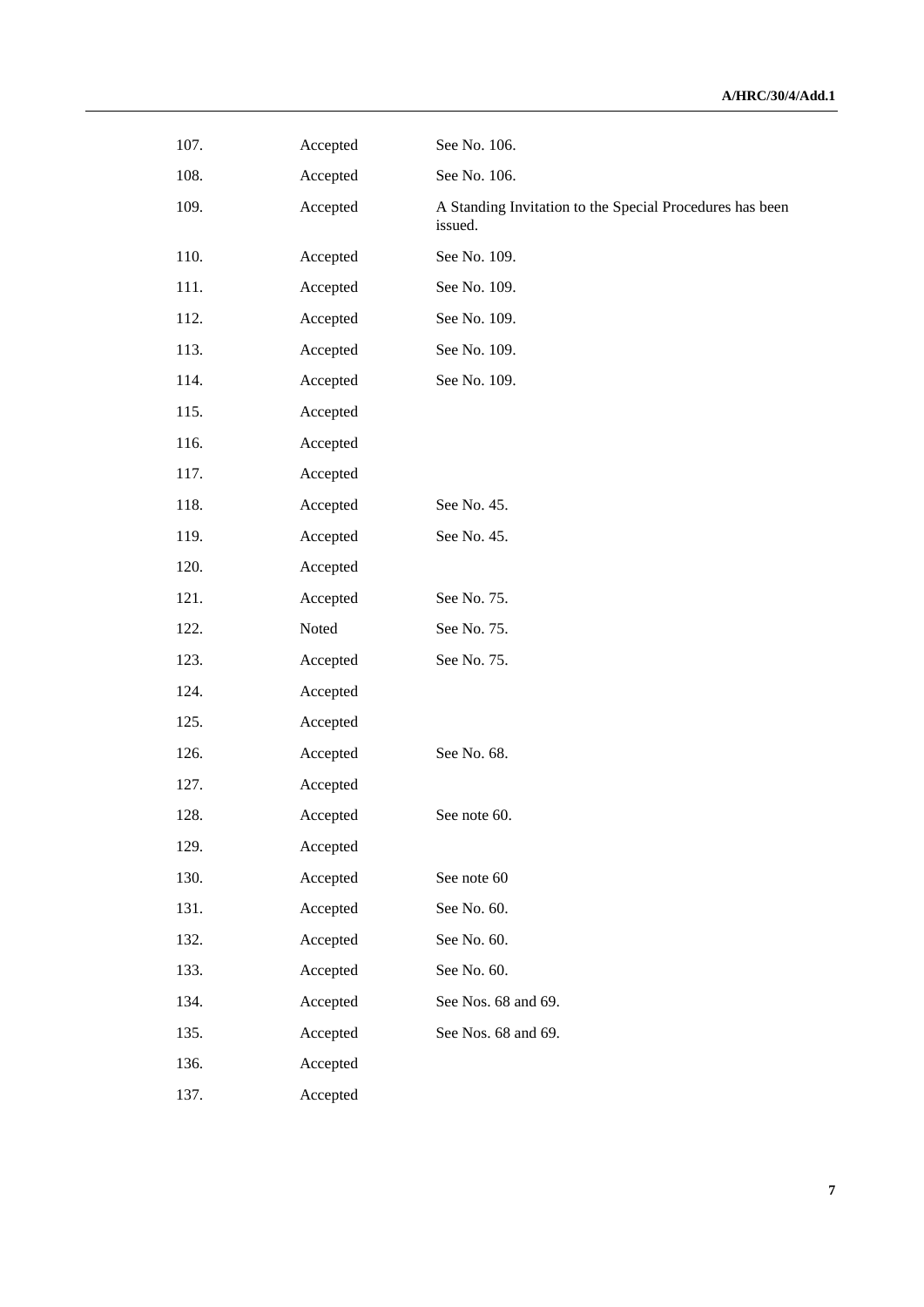| | | |
|---|---|---|
| 107. | Accepted | See No. 106. |
| 108. | Accepted | See No. 106. |
| 109. | Accepted | A Standing Invitation to the Special Procedures has been issued. |
| 110. | Accepted | See No. 109. |
| 111. | Accepted | See No. 109. |
| 112. | Accepted | See No. 109. |
| 113. | Accepted | See No. 109. |
| 114. | Accepted | See No. 109. |
| 115. | Accepted | |
| 116. | Accepted | |
| 117. | Accepted | |
| 118. | Accepted | See No. 45. |
| 119. | Accepted | See No. 45. |
| 120. | Accepted | |
| 121. | Accepted | See No. 75. |
| 122. | Noted | See No. 75. |
| 123. | Accepted | See No. 75. |
| 124. | Accepted | |
| 125. | Accepted | |
| 126. | Accepted | See No. 68. |
| 127. | Accepted | |
| 128. | Accepted | See note 60. |
| 129. | Accepted | |
| 130. | Accepted | See note 60 |
| 131. | Accepted | See No. 60. |
| 132. | Accepted | See No. 60. |
| 133. | Accepted | See No. 60. |
| 134. | Accepted | See Nos. 68 and 69. |
| 135. | Accepted | See Nos. 68 and 69. |
| 136. | Accepted | |
| 137. | Accepted | |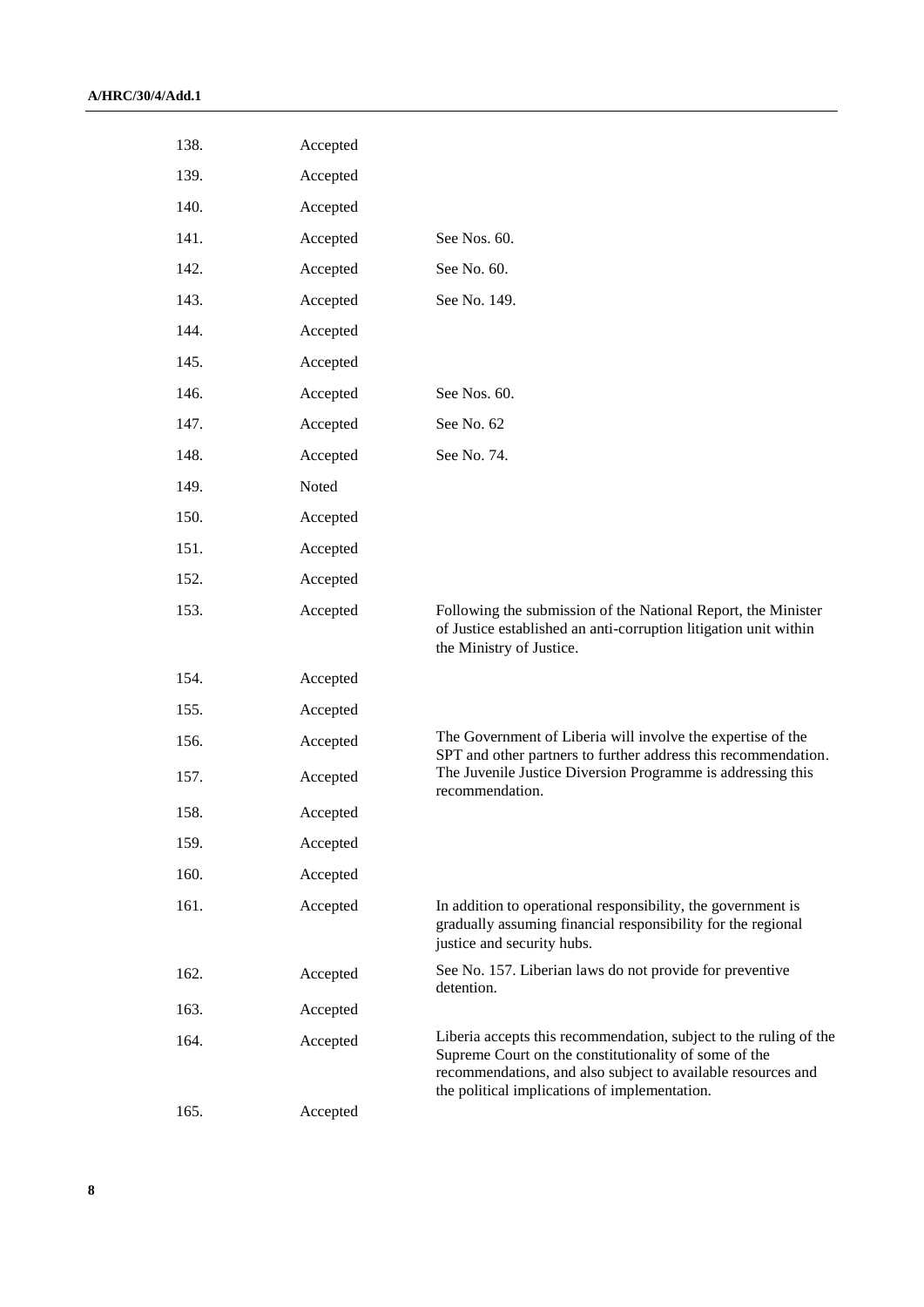| | | |
|---|---|---|
| 138. | Accepted | |
| 139. | Accepted | |
| 140. | Accepted | |
| 141. | Accepted | See Nos. 60. |
| 142. | Accepted | See No. 60. |
| 143. | Accepted | See No. 149. |
| 144. | Accepted | |
| 145. | Accepted | |
| 146. | Accepted | See Nos. 60. |
| 147. | Accepted | See No. 62 |
| 148. | Accepted | See No. 74. |
| 149. | Noted | |
| 150. | Accepted | |
| 151. | Accepted | |
| 152. | Accepted | |
| 153. | Accepted | Following the submission of the National Report, the Minister of Justice established an anti-corruption litigation unit within the Ministry of Justice. |
| 154. | Accepted | |
| 155. | Accepted | |
| 156. | Accepted | The Government of Liberia will involve the expertise of the SPT and other partners to further address this recommendation. |
| 157. | Accepted | The Juvenile Justice Diversion Programme is addressing this recommendation. |
| 158. | Accepted | |
| 159. | Accepted | |
| 160. | Accepted | |
| 161. | Accepted | In addition to operational responsibility, the government is gradually assuming financial responsibility for the regional justice and security hubs. |
| 162. | Accepted | See No. 157. Liberian laws do not provide for preventive detention. |
| 163. | Accepted | |
| 164. | Accepted | Liberia accepts this recommendation, subject to the ruling of the Supreme Court on the constitutionality of some of the recommendations, and also subject to available resources and the political implications of implementation. |
| 165. | Accepted | |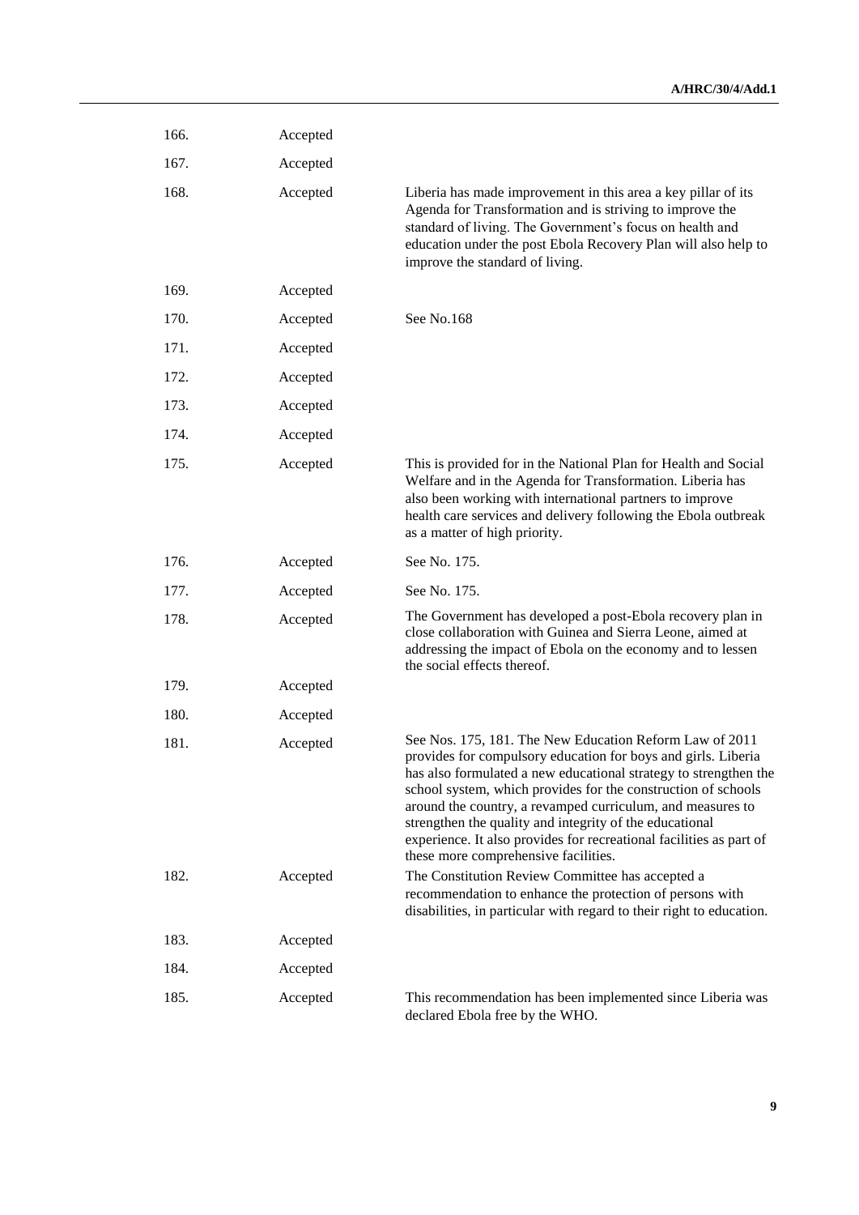| | | |
|---|---|---|
| 166. | Accepted | |
| 167. | Accepted | |
| 168. | Accepted | Liberia has made improvement in this area a key pillar of its Agenda for Transformation and is striving to improve the standard of living. The Government's focus on health and education under the post Ebola Recovery Plan will also help to improve the standard of living. |
| 169. | Accepted | |
| 170. | Accepted | See No.168 |
| 171. | Accepted | |
| 172. | Accepted | |
| 173. | Accepted | |
| 174. | Accepted | |
| 175. | Accepted | This is provided for in the National Plan for Health and Social Welfare and in the Agenda for Transformation. Liberia has also been working with international partners to improve health care services and delivery following the Ebola outbreak as a matter of high priority. |
| 176. | Accepted | See No. 175. |
| 177. | Accepted | See No. 175. |
| 178. | Accepted | The Government has developed a post-Ebola recovery plan in close collaboration with Guinea and Sierra Leone, aimed at addressing the impact of Ebola on the economy and to lessen the social effects thereof. |
| 179. | Accepted | |
| 180. | Accepted | |
| 181. | Accepted | See Nos. 175, 181. The New Education Reform Law of 2011 provides for compulsory education for boys and girls. Liberia has also formulated a new educational strategy to strengthen the school system, which provides for the construction of schools around the country, a revamped curriculum, and measures to strengthen the quality and integrity of the educational experience. It also provides for recreational facilities as part of these more comprehensive facilities. |
| 182. | Accepted | The Constitution Review Committee has accepted a recommendation to enhance the protection of persons with disabilities, in particular with regard to their right to education. |
| 183. | Accepted | |
| 184. | Accepted | |
| 185. | Accepted | This recommendation has been implemented since Liberia was declared Ebola free by the WHO. |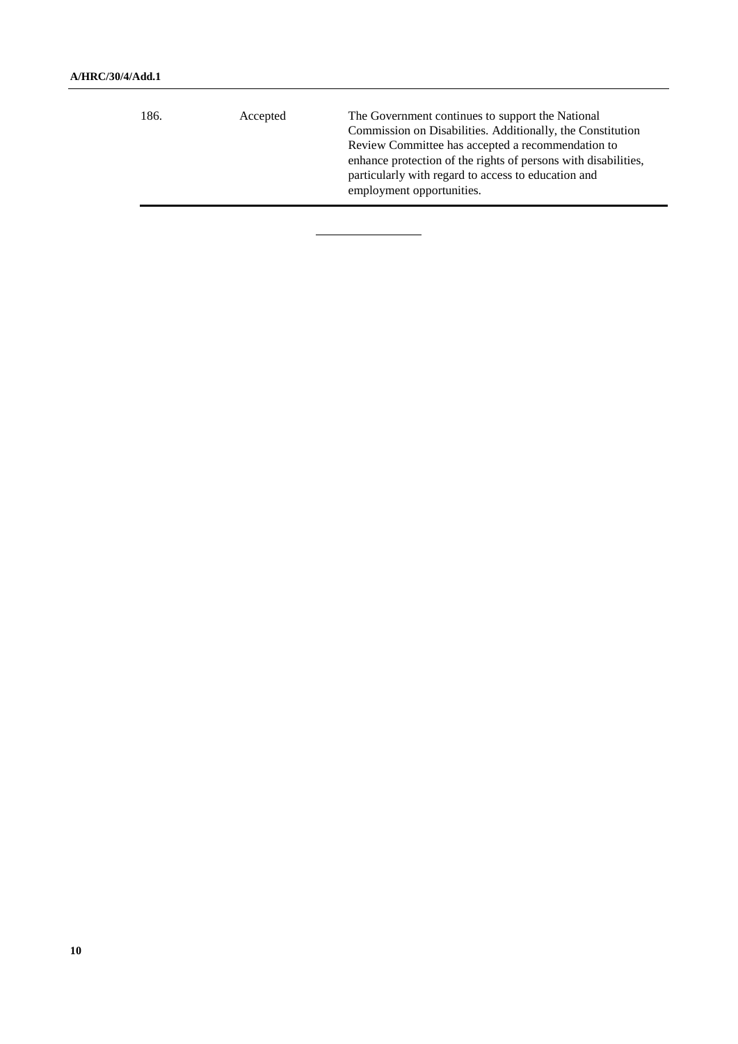| | | |
|---|---|---|
| 186. | Accepted | The Government continues to support the National Commission on Disabilities. Additionally, the Constitution Review Committee has accepted a recommendation to enhance protection of the rights of persons with disabilities, particularly with regard to access to education and employment opportunities. |